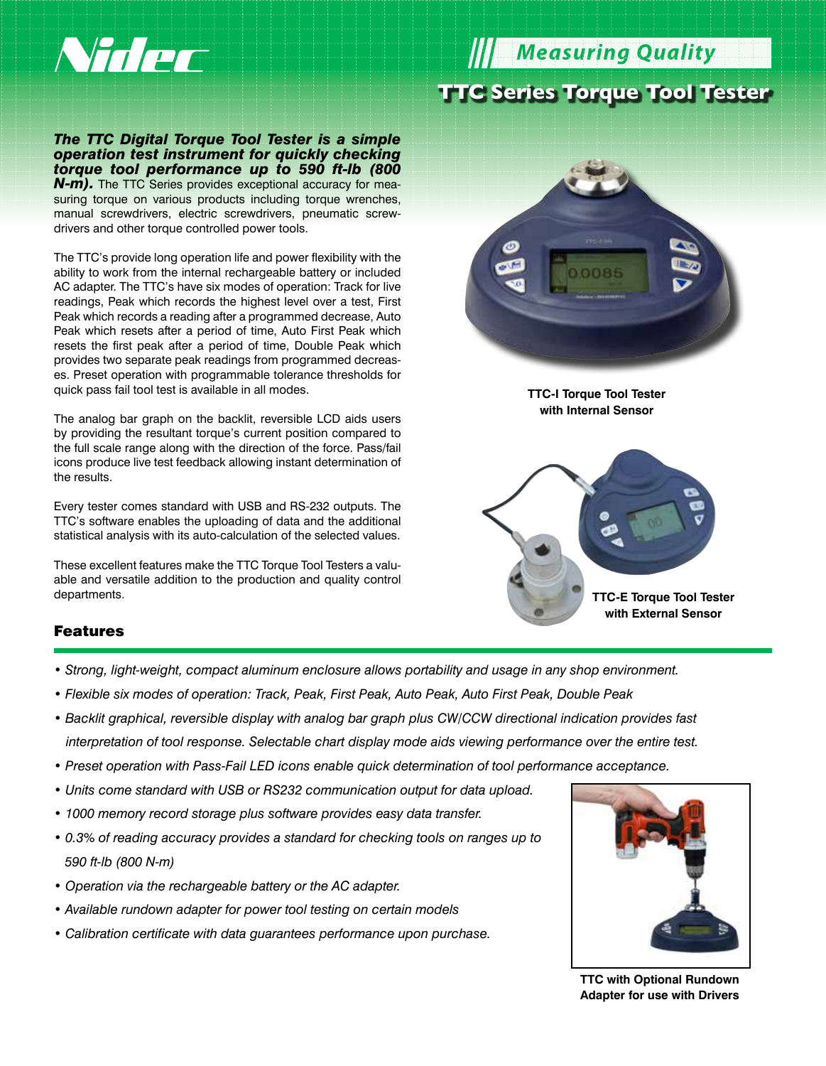# TTC Series Torque Tool Tester

## Measuring Quality

***The TTC Digital Torque Tool Tester is a simple operation test instrument for quickly checking torque tool performance up to 590 ft-lb (800 N-m).*** The TTC Series provides exceptional accuracy for measuring torque on various products including torque wrenches, manual screwdrivers, electric screwdrivers, pneumatic screwdrivers and other torque controlled power tools.

The TTC's provide long operation life and power flexibility with the ability to work from the internal rechargeable battery or included AC adapter. The TTC's have six modes of operation: Track for live readings, Peak which records the highest level over a test, First Peak which records a reading after a programmed decrease, Auto Peak which resets after a period of time, Auto First Peak which resets the first peak after a period of time, Double Peak which provides two separate peak readings from programmed decreases. Preset operation with programmable tolerance thresholds for quick pass fail tool test is available in all modes.

The analog bar graph on the backlit, reversible LCD aids users by providing the resultant torque's current position compared to the full scale range along with the direction of the force. Pass/fail icons produce live test feedback allowing instant determination of the results.

Every tester comes standard with USB and RS-232 outputs. The TTC's software enables the uploading of data and the additional statistical analysis with its auto-calculation of the selected values.

These excellent features make the TTC Torque Tool Testers a valuable and versatile addition to the production and quality control departments.

**TTC-I Torque Tool Tester with Internal Sensor**

**TTC-E Torque Tool Tester with External Sensor**

## Features

- *Strong, light-weight, compact aluminum enclosure allows portability and usage in any shop environment.*
- *Flexible six modes of operation: Track, Peak, First Peak, Auto Peak, Auto First Peak, Double Peak*
- *Backlit graphical, reversible display with analog bar graph plus CW/CCW directional indication provides fast interpretation of tool response. Selectable chart display mode aids viewing performance over the entire test.*
- *Preset operation with Pass-Fail LED icons enable quick determination of tool performance acceptance.*
- *Units come standard with USB or RS232 communication output for data upload.*
- *1000 memory record storage plus software provides easy data transfer.*
- *0.3% of reading accuracy provides a standard for checking tools on ranges up to 590 ft-lb (800 N-m)*
- *Operation via the rechargeable battery or the AC adapter.*
- *Available rundown adapter for power tool testing on certain models*
- *Calibration certificate with data guarantees performance upon purchase.*

**TTC with Optional Rundown Adapter for use with Drivers**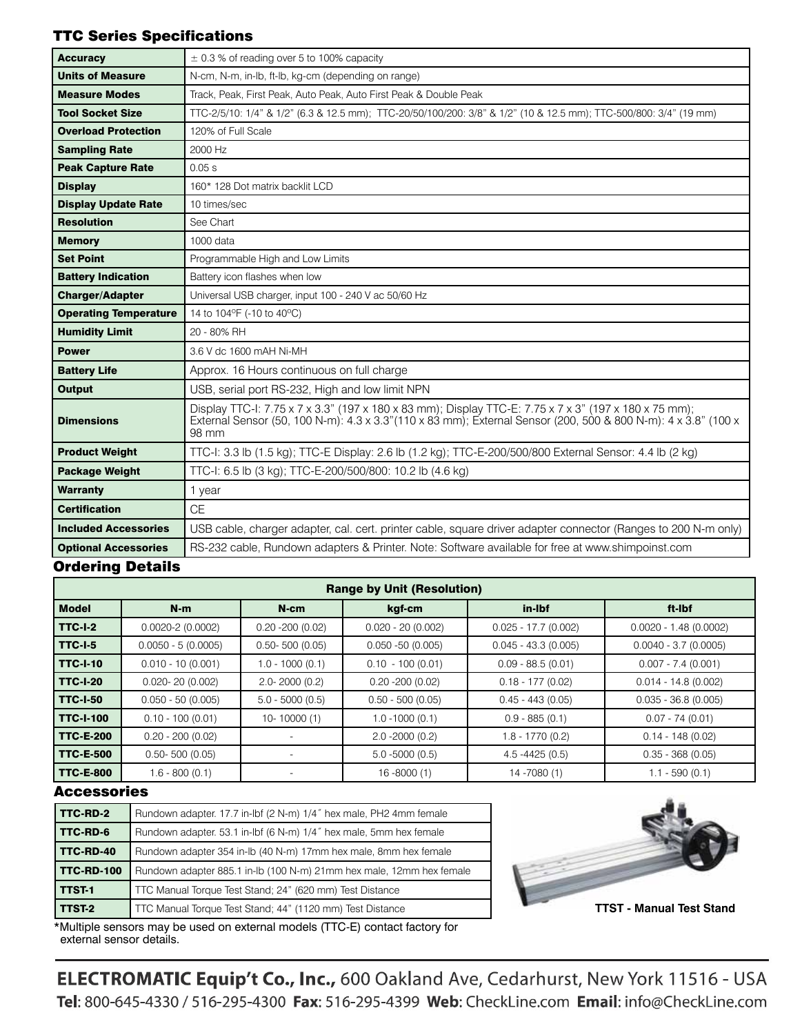## TTC Series Specifications

| | |
|---|---|
| **Accuracy** | ± 0.3 % of reading over 5 to 100% capacity |
| **Units of Measure** | N-cm, N-m, in-lb, ft-lb, kg-cm (depending on range) |
| **Measure Modes** | Track, Peak, First Peak, Auto Peak, Auto First Peak & Double Peak |
| **Tool Socket Size** | TTC-2/5/10: 1/4" & 1/2" (6.3 & 12.5 mm); TTC-20/50/100/200: 3/8" & 1/2" (10 & 12.5 mm); TTC-500/800: 3/4" (19 mm) |
| **Overload Protection** | 120% of Full Scale |
| **Sampling Rate** | 2000 Hz |
| **Peak Capture Rate** | 0.05 s |
| **Display** | 160* 128 Dot matrix backlit LCD |
| **Display Update Rate** | 10 times/sec |
| **Resolution** | See Chart |
| **Memory** | 1000 data |
| **Set Point** | Programmable High and Low Limits |
| **Battery Indication** | Battery icon flashes when low |
| **Charger/Adapter** | Universal USB charger, input 100 - 240 V ac 50/60 Hz |
| **Operating Temperature** | 14 to 104ºF (-10 to 40ºC) |
| **Humidity Limit** | 20 - 80% RH |
| **Power** | 3.6 V dc 1600 mAH Ni-MH |
| **Battery Life** | Approx. 16 Hours continuous on full charge |
| **Output** | USB, serial port RS-232, High and low limit NPN |
| **Dimensions** | Display TTC-I: 7.75 x 7 x 3.3" (197 x 180 x 83 mm); Display TTC-E: 7.75 x 7 x 3" (197 x 180 x 75 mm); External Sensor (50, 100 N-m): 4.3 x 3.3"(110 x 83 mm); External Sensor (200, 500 & 800 N-m): 4 x 3.8" (100 x 98 mm |
| **Product Weight** | TTC-I: 3.3 lb (1.5 kg); TTC-E Display: 2.6 lb (1.2 kg); TTC-E-200/500/800 External Sensor: 4.4 lb (2 kg) |
| **Package Weight** | TTC-I: 6.5 lb (3 kg); TTC-E-200/500/800: 10.2 lb (4.6 kg) |
| **Warranty** | 1 year |
| **Certification** | CE |
| **Included Accessories** | USB cable, charger adapter, cal. cert. printer cable, square driver adapter connector (Ranges to 200 N-m only) |
| **Optional Accessories** | RS-232 cable, Rundown adapters & Printer. Note: Software available for free at www.shimpoinst.com |

## Ordering Details

| Range by Unit (Resolution) | | | | | |
|---|---|---|---|---|---|
| **Model** | **N-m** | **N-cm** | **kgf-cm** | **in-lbf** | **ft-lbf** |
| **TTC-I-2** | 0.0020-2 (0.0002) | 0.20 -200 (0.02) | 0.020 - 20 (0.002) | 0.025 - 17.7 (0.002) | 0.0020 - 1.48 (0.0002) |
| **TTC-I-5** | 0.0050 - 5 (0.0005) | 0.50- 500 (0.05) | 0.050 -50 (0.005) | 0.045 - 43.3 (0.005) | 0.0040 - 3.7 (0.0005) |
| **TTC-I-10** | 0.010 - 10 (0.001) | 1.0 - 1000 (0.1) | 0.10 - 100 (0.01) | 0.09 - 88.5 (0.01) | 0.007 - 7.4 (0.001) |
| **TTC-I-20** | 0.020- 20 (0.002) | 2.0- 2000 (0.2) | 0.20 -200 (0.02) | 0.18 - 177 (0.02) | 0.014 - 14.8 (0.002) |
| **TTC-I-50** | 0.050 - 50 (0.005) | 5.0 - 5000 (0.5) | 0.50 - 500 (0.05) | 0.45 - 443 (0.05) | 0.035 - 36.8 (0.005) |
| **TTC-I-100** | 0.10 - 100 (0.01) | 10- 10000 (1) | 1.0 -1000 (0.1) | 0.9 - 885 (0.1) | 0.07 - 74 (0.01) |
| **TTC-E-200** | 0.20 - 200 (0.02) | - | 2.0 -2000 (0.2) | 1.8 - 1770 (0.2) | 0.14 - 148 (0.02) |
| **TTC-E-500** | 0.50- 500 (0.05) | - | 5.0 -5000 (0.5) | 4.5 -4425 (0.5) | 0.35 - 368 (0.05) |
| **TTC-E-800** | 1.6 - 800 (0.1) | - | 16 -8000 (1) | 14 -7080 (1) | 1.1 - 590 (0.1) |

## Accessories

| | |
|---|---|
| **TTC-RD-2** | Rundown adapter. 17.7 in-lbf (2 N-m) 1/4˝ hex male, PH2 4mm female |
| **TTC-RD-6** | Rundown adapter. 53.1 in-lbf (6 N-m) 1/4˝ hex male, 5mm hex female |
| **TTC-RD-40** | Rundown adapter 354 in-lb (40 N-m) 17mm hex male, 8mm hex female |
| **TTC-RD-100** | Rundown adapter 885.1 in-lb (100 N-m) 21mm hex male, 12mm hex female |
| **TTST-1** | TTC Manual Torque Test Stand; 24" (620 mm) Test Distance |
| **TTST-2** | TTC Manual Torque Test Stand; 44" (1120 mm) Test Distance |

*Multiple sensors may be used on external models (TTC-E) contact factory for external sensor details.

**TTST - Manual Test Stand**

**ELECTROMATIC Equip't Co., Inc.,** 600 Oakland Ave, Cedarhurst, New York 11516 - USA
**Tel**: 800-645-4330 / 516-295-4300 **Fax**: 516-295-4399 **Web**: CheckLine.com **Email**: info@CheckLine.com